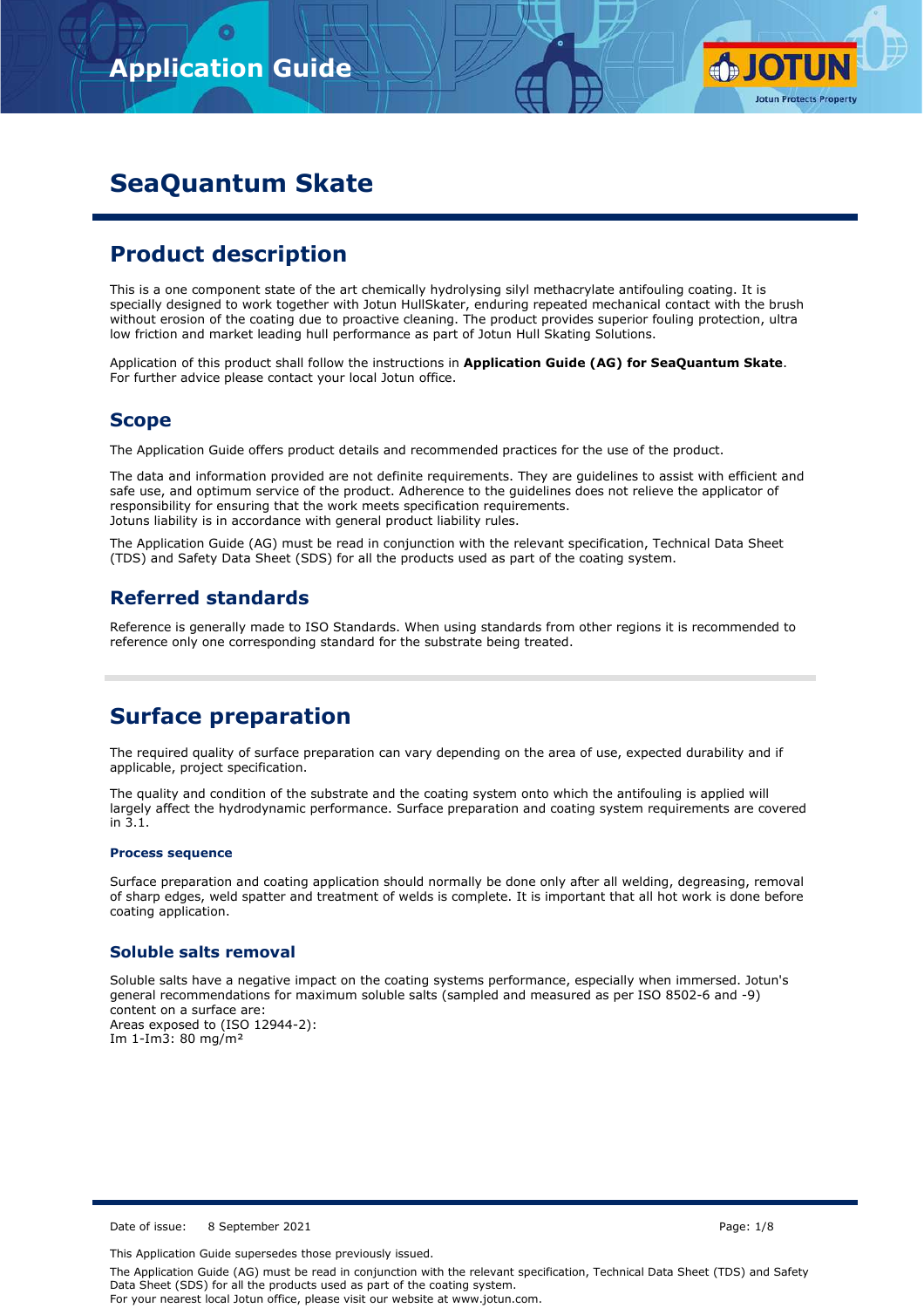# Application Guide

# SeaQuantum Skate

## Product description

This is a one component state of the art chemically hydrolysing silyl methacrylate antifouling coating. It is specially designed to work together with Jotun HullSkater, enduring repeated mechanical contact with the brush without erosion of the coating due to proactive cleaning. The product provides superior fouling protection, ultra low friction and market leading hull performance as part of Jotun Hull Skating Solutions.

Application of this product shall follow the instructions in **Application Guide (AG) for SeaQuantum Skate**. For further advice please contact your local Jotun office.

### Scope

The Application Guide offers product details and recommended practices for the use of the product.

The data and information provided are not definite requirements. They are guidelines to assist with efficient and safe use, and optimum service of the product. Adherence to the guidelines does not relieve the applicator of responsibility for ensuring that the work meets specification requirements.
Jotuns liability is in accordance with general product liability rules.

The Application Guide (AG) must be read in conjunction with the relevant specification, Technical Data Sheet (TDS) and Safety Data Sheet (SDS) for all the products used as part of the coating system.

### Referred standards

Reference is generally made to ISO Standards. When using standards from other regions it is recommended to reference only one corresponding standard for the substrate being treated.

## Surface preparation

The required quality of surface preparation can vary depending on the area of use, expected durability and if applicable, project specification.

The quality and condition of the substrate and the coating system onto which the antifouling is applied will largely affect the hydrodynamic performance. Surface preparation and coating system requirements are covered in 3.1.

#### Process sequence

Surface preparation and coating application should normally be done only after all welding, degreasing, removal of sharp edges, weld spatter and treatment of welds is complete. It is important that all hot work is done before coating application.

### Soluble salts removal

Soluble salts have a negative impact on the coating systems performance, especially when immersed. Jotun's general recommendations for maximum soluble salts (sampled and measured as per ISO 8502-6 and -9) content on a surface are:
Areas exposed to (ISO 12944-2):
Im 1-Im3: 80 mg/m²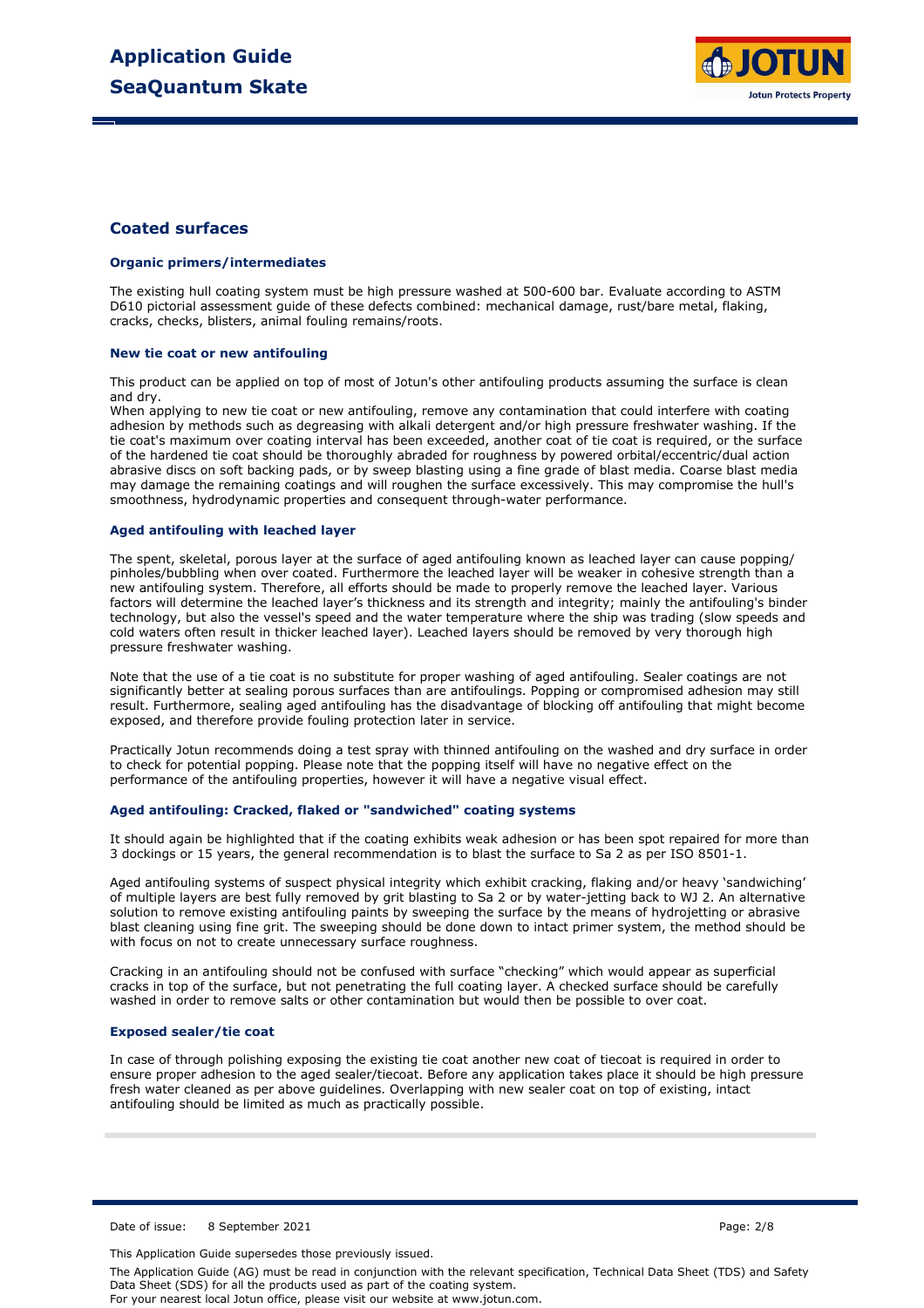## Coated surfaces

### Organic primers/intermediates

The existing hull coating system must be high pressure washed at 500-600 bar. Evaluate according to ASTM D610 pictorial assessment guide of these defects combined: mechanical damage, rust/bare metal, flaking, cracks, checks, blisters, animal fouling remains/roots.

### New tie coat or new antifouling

This product can be applied on top of most of Jotun's other antifouling products assuming the surface is clean and dry.
When applying to new tie coat or new antifouling, remove any contamination that could interfere with coating adhesion by methods such as degreasing with alkali detergent and/or high pressure freshwater washing. If the tie coat's maximum over coating interval has been exceeded, another coat of tie coat is required, or the surface of the hardened tie coat should be thoroughly abraded for roughness by powered orbital/eccentric/dual action abrasive discs on soft backing pads, or by sweep blasting using a fine grade of blast media. Coarse blast media may damage the remaining coatings and will roughen the surface excessively. This may compromise the hull's smoothness, hydrodynamic properties and consequent through-water performance.

### Aged antifouling with leached layer

The spent, skeletal, porous layer at the surface of aged antifouling known as leached layer can cause popping/ pinholes/bubbling when over coated. Furthermore the leached layer will be weaker in cohesive strength than a new antifouling system. Therefore, all efforts should be made to properly remove the leached layer. Various factors will determine the leached layer's thickness and its strength and integrity; mainly the antifouling's binder technology, but also the vessel's speed and the water temperature where the ship was trading (slow speeds and cold waters often result in thicker leached layer). Leached layers should be removed by very thorough high pressure freshwater washing.

Note that the use of a tie coat is no substitute for proper washing of aged antifouling. Sealer coatings are not significantly better at sealing porous surfaces than are antifoulings. Popping or compromised adhesion may still result. Furthermore, sealing aged antifouling has the disadvantage of blocking off antifouling that might become exposed, and therefore provide fouling protection later in service.

Practically Jotun recommends doing a test spray with thinned antifouling on the washed and dry surface in order to check for potential popping. Please note that the popping itself will have no negative effect on the performance of the antifouling properties, however it will have a negative visual effect.

### Aged antifouling: Cracked, flaked or "sandwiched" coating systems

It should again be highlighted that if the coating exhibits weak adhesion or has been spot repaired for more than 3 dockings or 15 years, the general recommendation is to blast the surface to Sa 2 as per ISO 8501-1.

Aged antifouling systems of suspect physical integrity which exhibit cracking, flaking and/or heavy 'sandwiching' of multiple layers are best fully removed by grit blasting to Sa 2 or by water-jetting back to WJ 2. An alternative solution to remove existing antifouling paints by sweeping the surface by the means of hydrojetting or abrasive blast cleaning using fine grit. The sweeping should be done down to intact primer system, the method should be with focus on not to create unnecessary surface roughness.

Cracking in an antifouling should not be confused with surface "checking" which would appear as superficial cracks in top of the surface, but not penetrating the full coating layer. A checked surface should be carefully washed in order to remove salts or other contamination but would then be possible to over coat.

### Exposed sealer/tie coat

In case of through polishing exposing the existing tie coat another new coat of tiecoat is required in order to ensure proper adhesion to the aged sealer/tiecoat. Before any application takes place it should be high pressure fresh water cleaned as per above guidelines. Overlapping with new sealer coat on top of existing, intact antifouling should be limited as much as practically possible.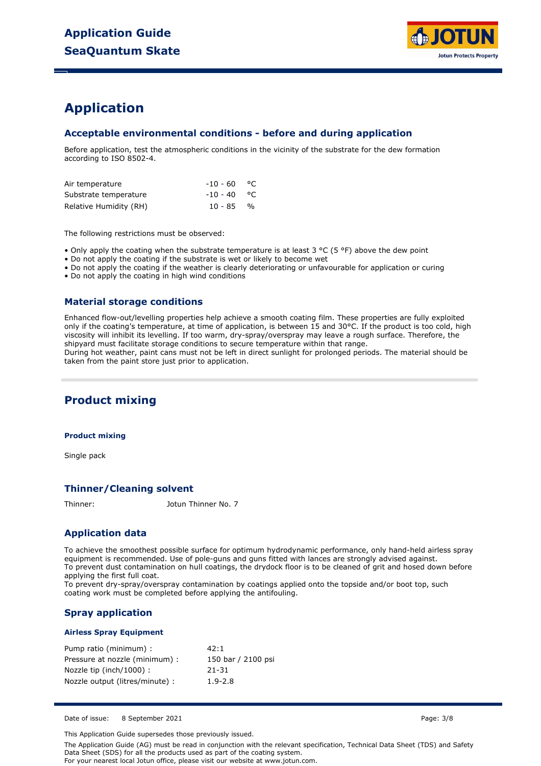# Application

## Acceptable environmental conditions - before and during application

Before application, test the atmospheric conditions in the vicinity of the substrate for the dew formation according to ISO 8502-4.

| | | |
|---|---|---|
| Air temperature | -10 - 60 | °C |
| Substrate temperature | -10 - 40 | °C |
| Relative Humidity (RH) | 10 - 85 | % |

The following restrictions must be observed:

- Only apply the coating when the substrate temperature is at least 3 °C (5 °F) above the dew point
- Do not apply the coating if the substrate is wet or likely to become wet
- Do not apply the coating if the weather is clearly deteriorating or unfavourable for application or curing
- Do not apply the coating in high wind conditions

## Material storage conditions

Enhanced flow-out/levelling properties help achieve a smooth coating film. These properties are fully exploited only if the coating's temperature, at time of application, is between 15 and 30°C. If the product is too cold, high viscosity will inhibit its levelling. If too warm, dry-spray/overspray may leave a rough surface. Therefore, the shipyard must facilitate storage conditions to secure temperature within that range.
During hot weather, paint cans must not be left in direct sunlight for prolonged periods. The material should be taken from the paint store just prior to application.

# Product mixing

### Product mixing

Single pack

## Thinner/Cleaning solvent

Thinner: Jotun Thinner No. 7

## Application data

To achieve the smoothest possible surface for optimum hydrodynamic performance, only hand-held airless spray equipment is recommended. Use of pole-guns and guns fitted with lances are strongly advised against.
To prevent dust contamination on hull coatings, the drydock floor is to be cleaned of grit and hosed down before applying the first full coat.
To prevent dry-spray/overspray contamination by coatings applied onto the topside and/or boot top, such coating work must be completed before applying the antifouling.

## Spray application

### Airless Spray Equipment

| | |
|---|---|
| Pump ratio (minimum) : | 42:1 |
| Pressure at nozzle (minimum) : | 150 bar / 2100 psi |
| Nozzle tip (inch/1000) : | 21-31 |
| Nozzle output (litres/minute) : | 1.9-2.8 |

Date of issue: 8 September 2021

This Application Guide supersedes those previously issued.

The Application Guide (AG) must be read in conjunction with the relevant specification, Technical Data Sheet (TDS) and Safety Data Sheet (SDS) for all the products used as part of the coating system.
For your nearest local Jotun office, please visit our website at www.jotun.com.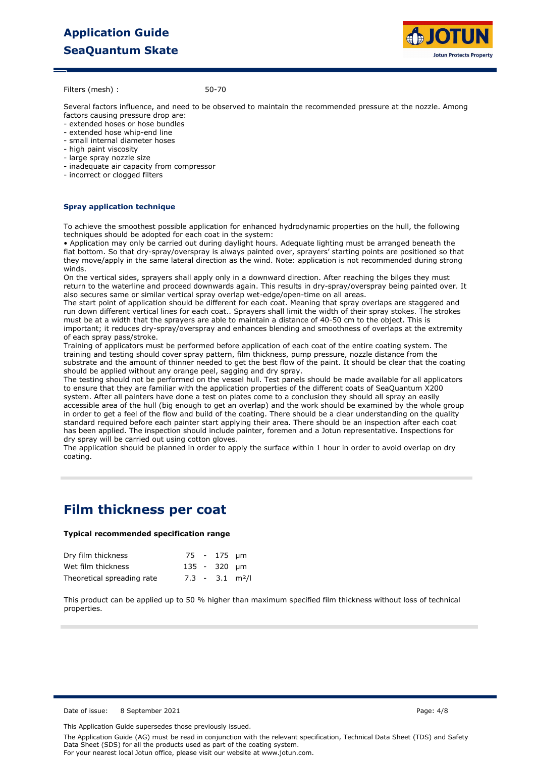Filters (mesh) : 50-70

Several factors influence, and need to be observed to maintain the recommended pressure at the nozzle. Among factors causing pressure drop are:

- extended hoses or hose bundles
- extended hose whip-end line
- small internal diameter hoses
- high paint viscosity
- large spray nozzle size
- inadequate air capacity from compressor
- incorrect or clogged filters

### Spray application technique

To achieve the smoothest possible application for enhanced hydrodynamic properties on the hull, the following techniques should be adopted for each coat in the system:

• Application may only be carried out during daylight hours. Adequate lighting must be arranged beneath the flat bottom. So that dry-spray/overspray is always painted over, sprayers' starting points are positioned so that they move/apply in the same lateral direction as the wind. Note: application is not recommended during strong winds.

On the vertical sides, sprayers shall apply only in a downward direction. After reaching the bilges they must return to the waterline and proceed downwards again. This results in dry-spray/overspray being painted over. It also secures same or similar vertical spray overlap wet-edge/open-time on all areas.

The start point of application should be different for each coat. Meaning that spray overlaps are staggered and run down different vertical lines for each coat.. Sprayers shall limit the width of their spray stokes. The strokes must be at a width that the sprayers are able to maintain a distance of 40-50 cm to the object. This is important; it reduces dry-spray/overspray and enhances blending and smoothness of overlaps at the extremity of each spray pass/stroke.

Training of applicators must be performed before application of each coat of the entire coating system. The training and testing should cover spray pattern, film thickness, pump pressure, nozzle distance from the substrate and the amount of thinner needed to get the best flow of the paint. It should be clear that the coating should be applied without any orange peel, sagging and dry spray.

The testing should not be performed on the vessel hull. Test panels should be made available for all applicators to ensure that they are familiar with the application properties of the different coats of SeaQuantum X200 system. After all painters have done a test on plates come to a conclusion they should all spray an easily accessible area of the hull (big enough to get an overlap) and the work should be examined by the whole group in order to get a feel of the flow and build of the coating. There should be a clear understanding on the quality standard required before each painter start applying their area. There should be an inspection after each coat has been applied. The inspection should include painter, foremen and a Jotun representative. Inspections for dry spray will be carried out using cotton gloves.

The application should be planned in order to apply the surface within 1 hour in order to avoid overlap on dry coating.

## Film thickness per coat

**Typical recommended specification range**

| | | |
|---|---|---|
| Dry film thickness | 75 - 175 | µm |
| Wet film thickness | 135 - 320 | µm |
| Theoretical spreading rate | 7.3 - 3.1 | m²/l |

This product can be applied up to 50 % higher than maximum specified film thickness without loss of technical properties.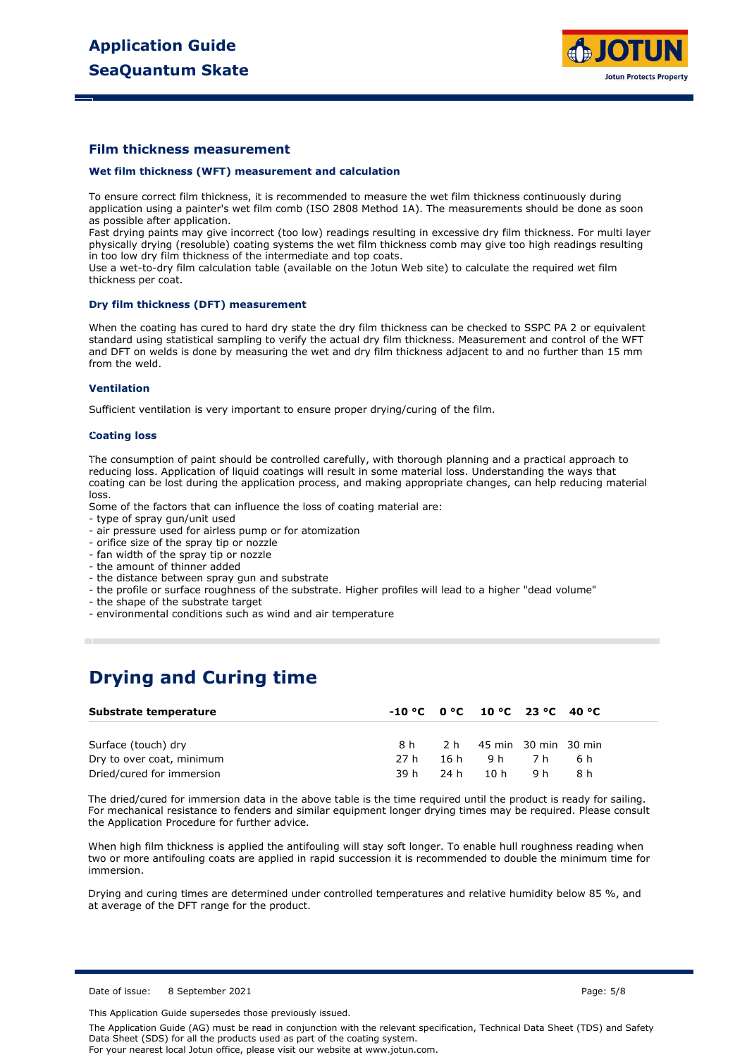## Film thickness measurement

### Wet film thickness (WFT) measurement and calculation

To ensure correct film thickness, it is recommended to measure the wet film thickness continuously during application using a painter's wet film comb (ISO 2808 Method 1A). The measurements should be done as soon as possible after application.
Fast drying paints may give incorrect (too low) readings resulting in excessive dry film thickness. For multi layer physically drying (resoluble) coating systems the wet film thickness comb may give too high readings resulting in too low dry film thickness of the intermediate and top coats.
Use a wet-to-dry film calculation table (available on the Jotun Web site) to calculate the required wet film thickness per coat.

### Dry film thickness (DFT) measurement

When the coating has cured to hard dry state the dry film thickness can be checked to SSPC PA 2 or equivalent standard using statistical sampling to verify the actual dry film thickness. Measurement and control of the WFT and DFT on welds is done by measuring the wet and dry film thickness adjacent to and no further than 15 mm from the weld.

### Ventilation

Sufficient ventilation is very important to ensure proper drying/curing of the film.

### Coating loss

The consumption of paint should be controlled carefully, with thorough planning and a practical approach to reducing loss. Application of liquid coatings will result in some material loss. Understanding the ways that coating can be lost during the application process, and making appropriate changes, can help reducing material loss.
Some of the factors that can influence the loss of coating material are:
- type of spray gun/unit used
- air pressure used for airless pump or for atomization
- orifice size of the spray tip or nozzle
- fan width of the spray tip or nozzle
- the amount of thinner added
- the distance between spray gun and substrate
- the profile or surface roughness of the substrate. Higher profiles will lead to a higher "dead volume"
- the shape of the substrate target
- environmental conditions such as wind and air temperature

# Drying and Curing time

| Substrate temperature | -10 °C | 0 °C | 10 °C | 23 °C | 40 °C |
|---|---|---|---|---|---|
| Surface (touch) dry | 8 h | 2 h | 45 min | 30 min | 30 min |
| Dry to over coat, minimum | 27 h | 16 h | 9 h | 7 h | 6 h |
| Dried/cured for immersion | 39 h | 24 h | 10 h | 9 h | 8 h |

The dried/cured for immersion data in the above table is the time required until the product is ready for sailing. For mechanical resistance to fenders and similar equipment longer drying times may be required. Please consult the Application Procedure for further advice.

When high film thickness is applied the antifouling will stay soft longer. To enable hull roughness reading when two or more antifouling coats are applied in rapid succession it is recommended to double the minimum time for immersion.

Drying and curing times are determined under controlled temperatures and relative humidity below 85 %, and at average of the DFT range for the product.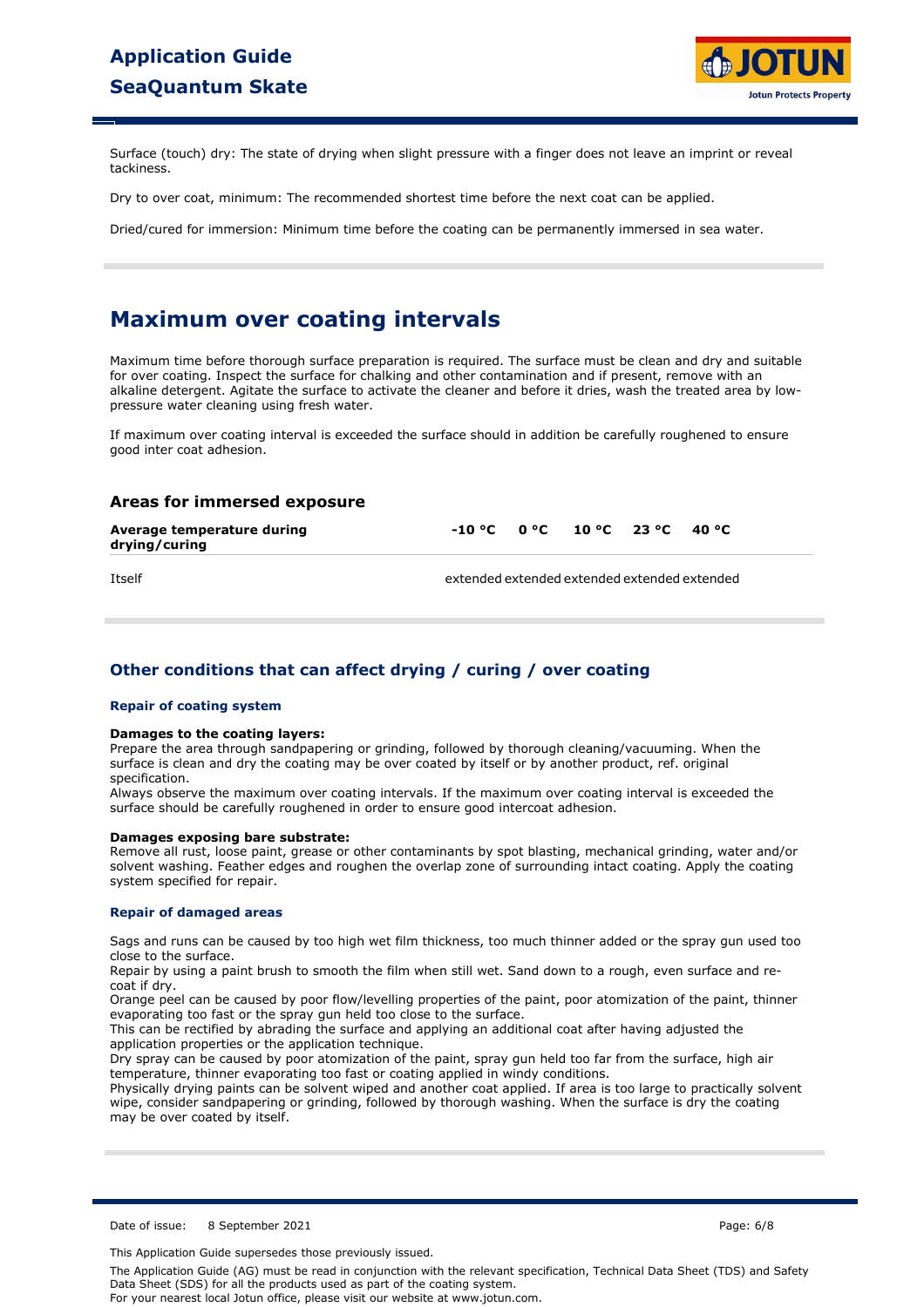Surface (touch) dry: The state of drying when slight pressure with a finger does not leave an imprint or reveal tackiness.

Dry to over coat, minimum: The recommended shortest time before the next coat can be applied.

Dried/cured for immersion: Minimum time before the coating can be permanently immersed in sea water.

## Maximum over coating intervals

Maximum time before thorough surface preparation is required. The surface must be clean and dry and suitable for over coating. Inspect the surface for chalking and other contamination and if present, remove with an alkaline detergent. Agitate the surface to activate the cleaner and before it dries, wash the treated area by low-pressure water cleaning using fresh water.

If maximum over coating interval is exceeded the surface should in addition be carefully roughened to ensure good inter coat adhesion.

### Areas for immersed exposure

| Average temperature during drying/curing | -10 °C | 0 °C | 10 °C | 23 °C | 40 °C |
|---|---|---|---|---|---|
| Itself | extended | extended | extended | extended | extended |

### Other conditions that can affect drying / curing / over coating

#### Repair of coating system

**Damages to the coating layers:**
Prepare the area through sandpapering or grinding, followed by thorough cleaning/vacuuming. When the surface is clean and dry the coating may be over coated by itself or by another product, ref. original specification.
Always observe the maximum over coating intervals. If the maximum over coating interval is exceeded the surface should be carefully roughened in order to ensure good intercoat adhesion.

**Damages exposing bare substrate:**
Remove all rust, loose paint, grease or other contaminants by spot blasting, mechanical grinding, water and/or solvent washing. Feather edges and roughen the overlap zone of surrounding intact coating. Apply the coating system specified for repair.

#### Repair of damaged areas

Sags and runs can be caused by too high wet film thickness, too much thinner added or the spray gun used too close to the surface.
Repair by using a paint brush to smooth the film when still wet. Sand down to a rough, even surface and re-coat if dry.
Orange peel can be caused by poor flow/levelling properties of the paint, poor atomization of the paint, thinner evaporating too fast or the spray gun held too close to the surface.
This can be rectified by abrading the surface and applying an additional coat after having adjusted the application properties or the application technique.
Dry spray can be caused by poor atomization of the paint, spray gun held too far from the surface, high air temperature, thinner evaporating too fast or coating applied in windy conditions.
Physically drying paints can be solvent wiped and another coat applied. If area is too large to practically solvent wipe, consider sandpapering or grinding, followed by thorough washing. When the surface is dry the coating may be over coated by itself.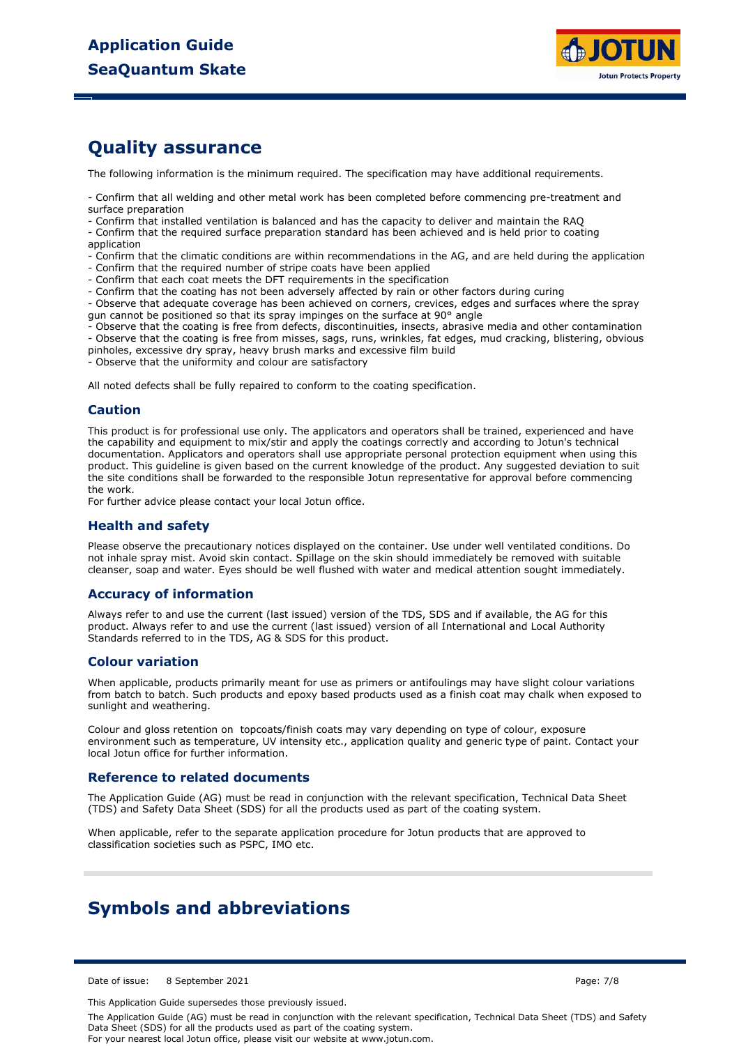## Quality assurance

The following information is the minimum required. The specification may have additional requirements.

- Confirm that all welding and other metal work has been completed before commencing pre-treatment and surface preparation
- Confirm that installed ventilation is balanced and has the capacity to deliver and maintain the RAQ
- Confirm that the required surface preparation standard has been achieved and is held prior to coating application
- Confirm that the climatic conditions are within recommendations in the AG, and are held during the application
- Confirm that the required number of stripe coats have been applied
- Confirm that each coat meets the DFT requirements in the specification
- Confirm that the coating has not been adversely affected by rain or other factors during curing
- Observe that adequate coverage has been achieved on corners, crevices, edges and surfaces where the spray gun cannot be positioned so that its spray impinges on the surface at 90° angle
- Observe that the coating is free from defects, discontinuities, insects, abrasive media and other contamination
- Observe that the coating is free from misses, sags, runs, wrinkles, fat edges, mud cracking, blistering, obvious pinholes, excessive dry spray, heavy brush marks and excessive film build
- Observe that the uniformity and colour are satisfactory

All noted defects shall be fully repaired to conform to the coating specification.

### Caution

This product is for professional use only. The applicators and operators shall be trained, experienced and have the capability and equipment to mix/stir and apply the coatings correctly and according to Jotun's technical documentation. Applicators and operators shall use appropriate personal protection equipment when using this product. This guideline is given based on the current knowledge of the product. Any suggested deviation to suit the site conditions shall be forwarded to the responsible Jotun representative for approval before commencing the work.
For further advice please contact your local Jotun office.

### Health and safety

Please observe the precautionary notices displayed on the container. Use under well ventilated conditions. Do not inhale spray mist. Avoid skin contact. Spillage on the skin should immediately be removed with suitable cleanser, soap and water. Eyes should be well flushed with water and medical attention sought immediately.

### Accuracy of information

Always refer to and use the current (last issued) version of the TDS, SDS and if available, the AG for this product. Always refer to and use the current (last issued) version of all International and Local Authority Standards referred to in the TDS, AG & SDS for this product.

### Colour variation

When applicable, products primarily meant for use as primers or antifoulings may have slight colour variations from batch to batch. Such products and epoxy based products used as a finish coat may chalk when exposed to sunlight and weathering.

Colour and gloss retention on topcoats/finish coats may vary depending on type of colour, exposure environment such as temperature, UV intensity etc., application quality and generic type of paint. Contact your local Jotun office for further information.

### Reference to related documents

The Application Guide (AG) must be read in conjunction with the relevant specification, Technical Data Sheet (TDS) and Safety Data Sheet (SDS) for all the products used as part of the coating system.

When applicable, refer to the separate application procedure for Jotun products that are approved to classification societies such as PSPC, IMO etc.

## Symbols and abbreviations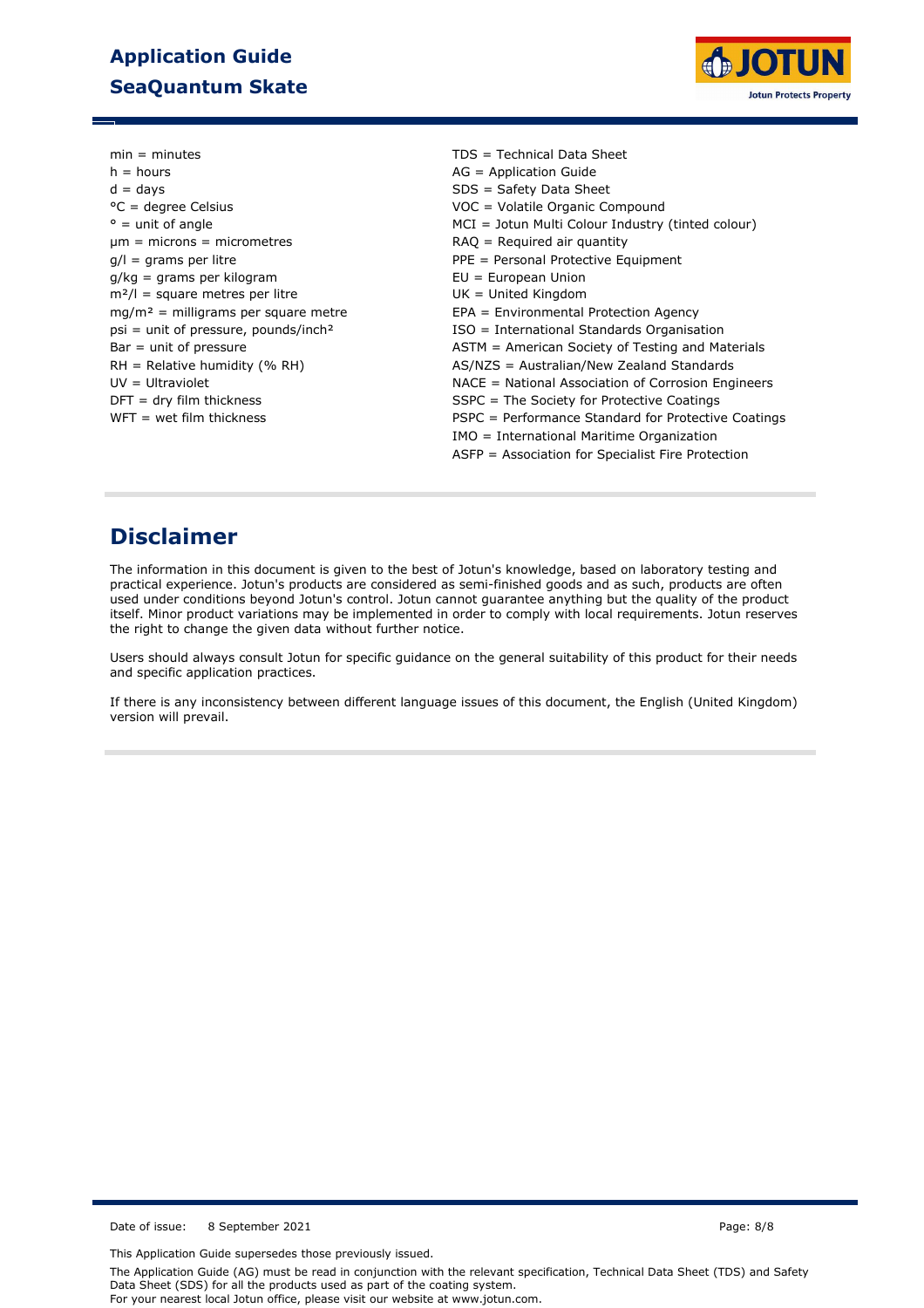min = minutes
h = hours
d = days
°C = degree Celsius
° = unit of angle
µm = microns = micrometres
g/l = grams per litre
g/kg = grams per kilogram
m²/l = square metres per litre
mg/m² = milligrams per square metre
psi = unit of pressure, pounds/inch²
Bar = unit of pressure
RH = Relative humidity (% RH)
UV = Ultraviolet
DFT = dry film thickness
WFT = wet film thickness

TDS = Technical Data Sheet
AG = Application Guide
SDS = Safety Data Sheet
VOC = Volatile Organic Compound
MCI = Jotun Multi Colour Industry (tinted colour)
RAQ = Required air quantity
PPE = Personal Protective Equipment
EU = European Union
UK = United Kingdom
EPA = Environmental Protection Agency
ISO = International Standards Organisation
ASTM = American Society of Testing and Materials
AS/NZS = Australian/New Zealand Standards
NACE = National Association of Corrosion Engineers
SSPC = The Society for Protective Coatings
PSPC = Performance Standard for Protective Coatings
IMO = International Maritime Organization
ASFP = Association for Specialist Fire Protection

## Disclaimer

The information in this document is given to the best of Jotun's knowledge, based on laboratory testing and practical experience. Jotun's products are considered as semi-finished goods and as such, products are often used under conditions beyond Jotun's control. Jotun cannot guarantee anything but the quality of the product itself. Minor product variations may be implemented in order to comply with local requirements. Jotun reserves the right to change the given data without further notice.

Users should always consult Jotun for specific guidance on the general suitability of this product for their needs and specific application practices.

If there is any inconsistency between different language issues of this document, the English (United Kingdom) version will prevail.